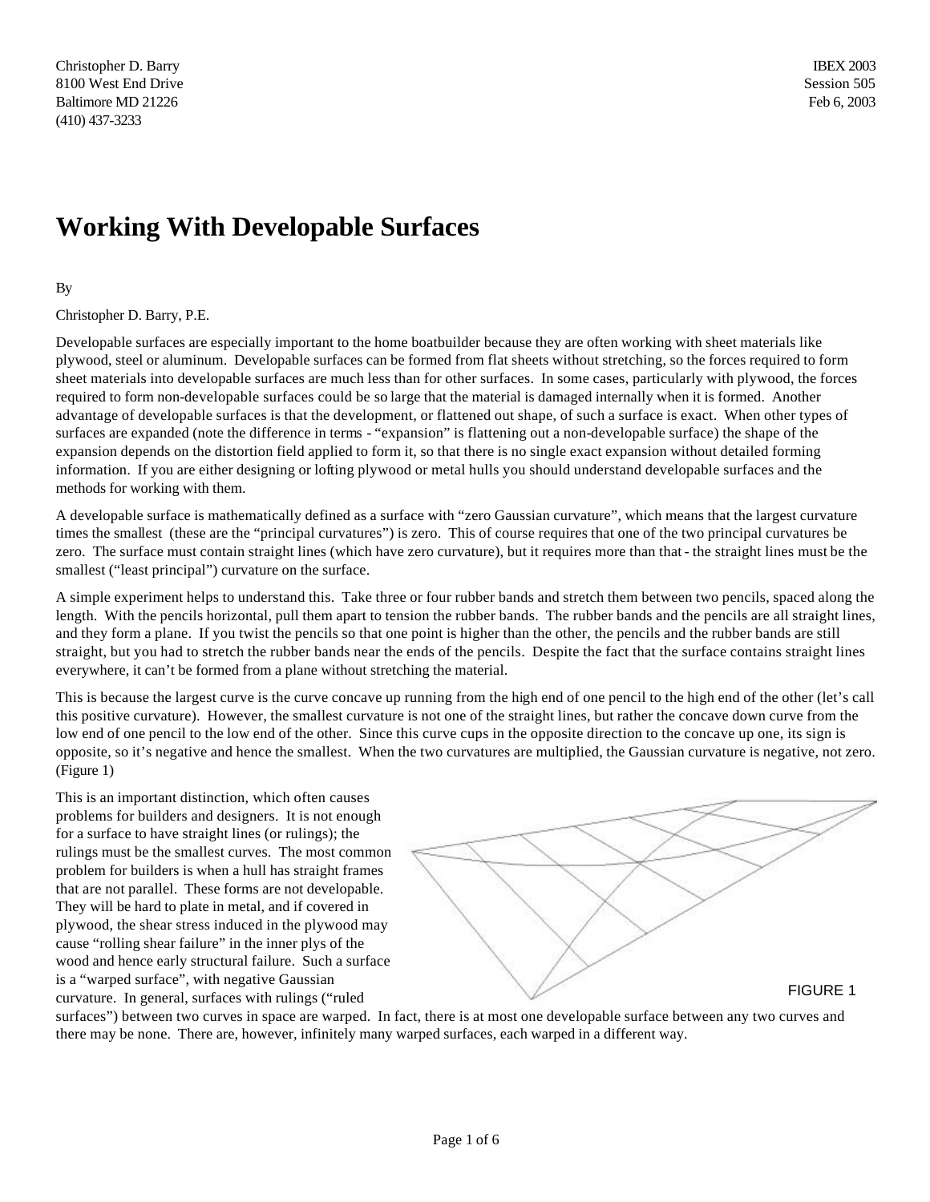Christopher D. Barry
8100 West End Drive
Baltimore MD 21226
(410) 437-3233

IBEX 2003
Session 505
Feb 6, 2003

# Working With Developable Surfaces

By

Christopher D. Barry, P.E.

Developable surfaces are especially important to the home boatbuilder because they are often working with sheet materials like plywood, steel or aluminum. Developable surfaces can be formed from flat sheets without stretching, so the forces required to form sheet materials into developable surfaces are much less than for other surfaces. In some cases, particularly with plywood, the forces required to form non-developable surfaces could be so large that the material is damaged internally when it is formed. Another advantage of developable surfaces is that the development, or flattened out shape, of such a surface is exact. When other types of surfaces are expanded (note the difference in terms - "expansion" is flattening out a non-developable surface) the shape of the expansion depends on the distortion field applied to form it, so that there is no single exact expansion without detailed forming information. If you are either designing or lofting plywood or metal hulls you should understand developable surfaces and the methods for working with them.

A developable surface is mathematically defined as a surface with "zero Gaussian curvature", which means that the largest curvature times the smallest (these are the "principal curvatures") is zero. This of course requires that one of the two principal curvatures be zero. The surface must contain straight lines (which have zero curvature), but it requires more than that - the straight lines must be the smallest ("least principal") curvature on the surface.

A simple experiment helps to understand this. Take three or four rubber bands and stretch them between two pencils, spaced along the length. With the pencils horizontal, pull them apart to tension the rubber bands. The rubber bands and the pencils are all straight lines, and they form a plane. If you twist the pencils so that one point is higher than the other, the pencils and the rubber bands are still straight, but you had to stretch the rubber bands near the ends of the pencils. Despite the fact that the surface contains straight lines everywhere, it can't be formed from a plane without stretching the material.

This is because the largest curve is the curve concave up running from the high end of one pencil to the high end of the other (let's call this positive curvature). However, the smallest curvature is not one of the straight lines, but rather the concave down curve from the low end of one pencil to the low end of the other. Since this curve cups in the opposite direction to the concave up one, its sign is opposite, so it's negative and hence the smallest. When the two curvatures are multiplied, the Gaussian curvature is negative, not zero. (Figure 1)

This is an important distinction, which often causes problems for builders and designers. It is not enough for a surface to have straight lines (or rulings); the rulings must be the smallest curves. The most common problem for builders is when a hull has straight frames that are not parallel. These forms are not developable. They will be hard to plate in metal, and if covered in plywood, the shear stress induced in the plywood may cause "rolling shear failure" in the inner plys of the wood and hence early structural failure. Such a surface is a "warped surface", with negative Gaussian curvature. In general, surfaces with rulings ("ruled surfaces") between two curves in space are warped. In fact, there is at most one developable surface between any two curves and there may be none. There are, however, infinitely many warped surfaces, each warped in a different way.

FIGURE 1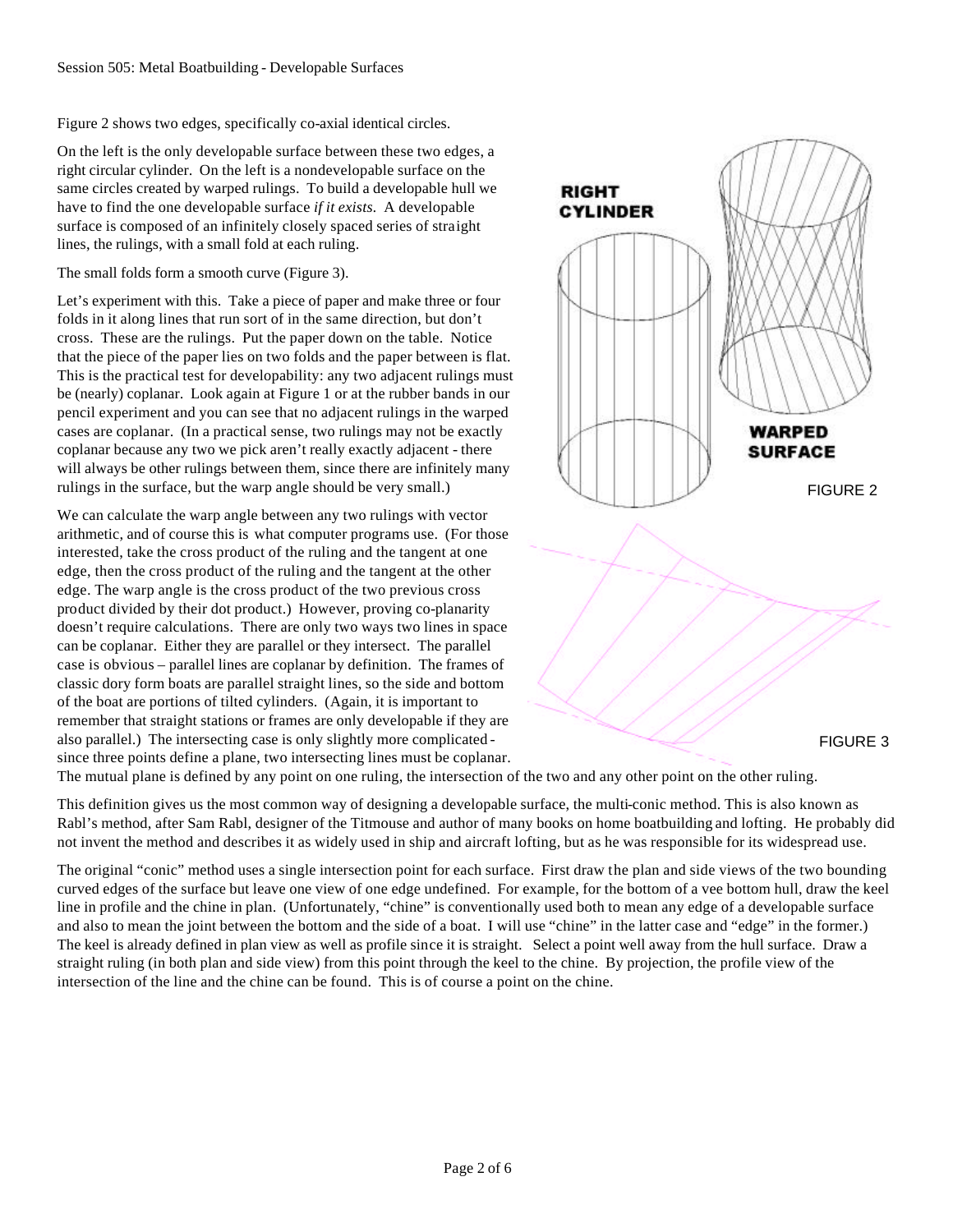Figure 2 shows two edges, specifically co-axial identical circles.

On the left is the only developable surface between these two edges, a right circular cylinder. On the left is a nondevelopable surface on the same circles created by warped rulings. To build a developable hull we have to find the one developable surface *if it exists*. A developable surface is composed of an infinitely closely spaced series of straight lines, the rulings, with a small fold at each ruling.

The small folds form a smooth curve (Figure 3).

Let's experiment with this. Take a piece of paper and make three or four folds in it along lines that run sort of in the same direction, but don't cross. These are the rulings. Put the paper down on the table. Notice that the piece of the paper lies on two folds and the paper between is flat. This is the practical test for developability: any two adjacent rulings must be (nearly) coplanar. Look again at Figure 1 or at the rubber bands in our pencil experiment and you can see that no adjacent rulings in the warped cases are coplanar. (In a practical sense, two rulings may not be exactly coplanar because any two we pick aren't really exactly adjacent - there will always be other rulings between them, since there are infinitely many rulings in the surface, but the warp angle should be very small.)

FIGURE 2

We can calculate the warp angle between any two rulings with vector arithmetic, and of course this is what computer programs use. (For those interested, take the cross product of the ruling and the tangent at one edge, then the cross product of the ruling and the tangent at the other edge. The warp angle is the cross product of the two previous cross product divided by their dot product.) However, proving co-planarity doesn't require calculations. There are only two ways two lines in space can be coplanar. Either they are parallel or they intersect. The parallel case is obvious – parallel lines are coplanar by definition. The frames of classic dory form boats are parallel straight lines, so the side and bottom of the boat are portions of tilted cylinders. (Again, it is important to remember that straight stations or frames are only developable if they are also parallel.) The intersecting case is only slightly more complicated - since three points define a plane, two intersecting lines must be coplanar. The mutual plane is defined by any point on one ruling, the intersection of the two and any other point on the other ruling.

FIGURE 3

This definition gives us the most common way of designing a developable surface, the multi-conic method. This is also known as Rabl's method, after Sam Rabl, designer of the Titmouse and author of many books on home boatbuilding and lofting. He probably did not invent the method and describes it as widely used in ship and aircraft lofting, but as he was responsible for its widespread use.

The original "conic" method uses a single intersection point for each surface. First draw the plan and side views of the two bounding curved edges of the surface but leave one view of one edge undefined. For example, for the bottom of a vee bottom hull, draw the keel line in profile and the chine in plan. (Unfortunately, "chine" is conventionally used both to mean any edge of a developable surface and also to mean the joint between the bottom and the side of a boat. I will use "chine" in the latter case and "edge" in the former.) The keel is already defined in plan view as well as profile since it is straight. Select a point well away from the hull surface. Draw a straight ruling (in both plan and side view) from this point through the keel to the chine. By projection, the profile view of the intersection of the line and the chine can be found. This is of course a point on the chine.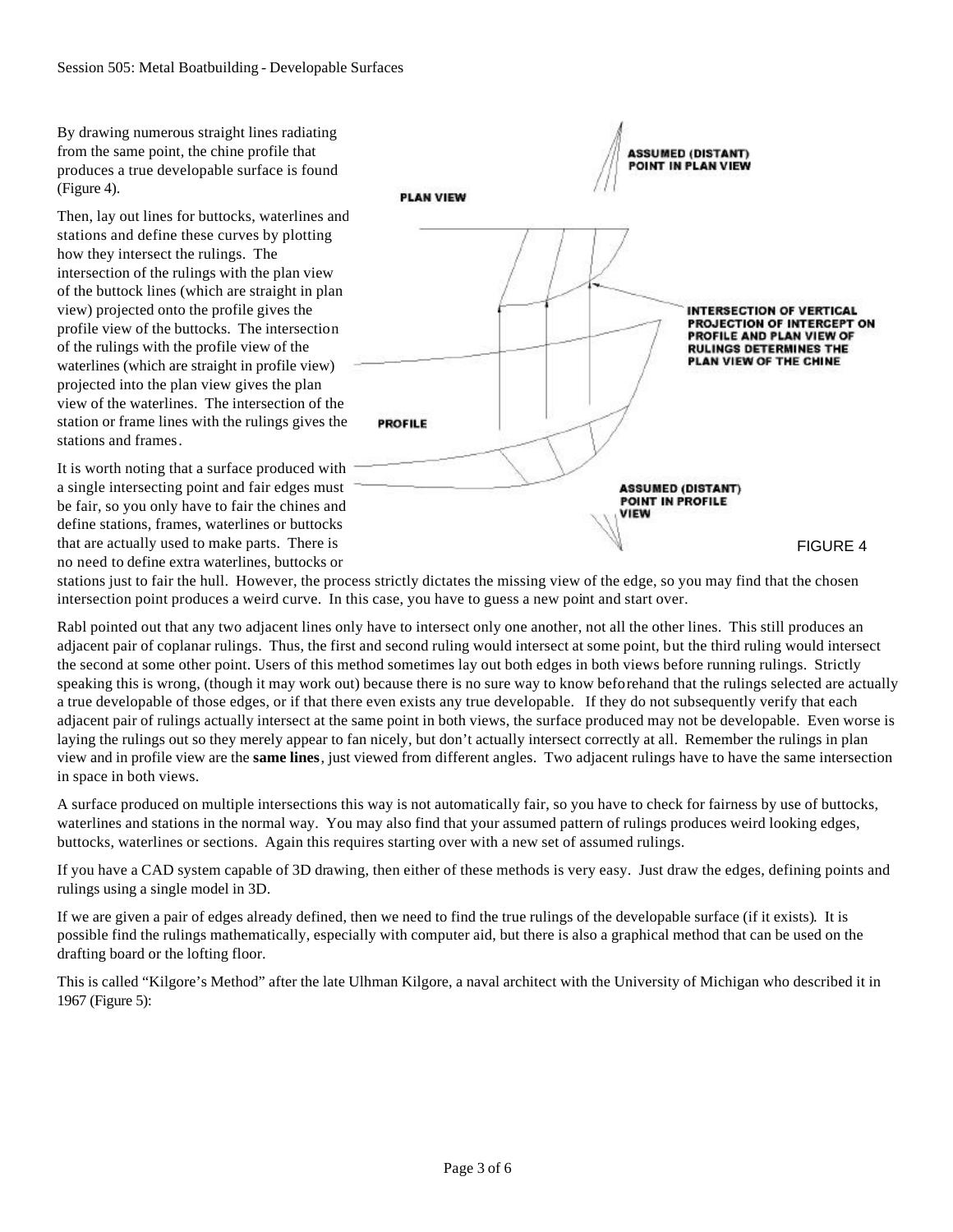By drawing numerous straight lines radiating from the same point, the chine profile that produces a true developable surface is found (Figure 4).

Then, lay out lines for buttocks, waterlines and stations and define these curves by plotting how they intersect the rulings. The intersection of the rulings with the plan view of the buttock lines (which are straight in plan view) projected onto the profile gives the profile view of the buttocks. The intersection of the rulings with the profile view of the waterlines (which are straight in profile view) projected into the plan view gives the plan view of the waterlines. The intersection of the station or frame lines with the rulings gives the stations and frames.

It is worth noting that a surface produced with a single intersecting point and fair edges must be fair, so you only have to fair the chines and define stations, frames, waterlines or buttocks that are actually used to make parts. There is no need to define extra waterlines, buttocks or stations just to fair the hull. However, the process strictly dictates the missing view of the edge, so you may find that the chosen intersection point produces a weird curve. In this case, you have to guess a new point and start over.

FIGURE 4

Rabl pointed out that any two adjacent lines only have to intersect only one another, not all the other lines. This still produces an adjacent pair of coplanar rulings. Thus, the first and second ruling would intersect at some point, but the third ruling would intersect the second at some other point. Users of this method sometimes lay out both edges in both views before running rulings. Strictly speaking this is wrong, (though it may work out) because there is no sure way to know beforehand that the rulings selected are actually a true developable of those edges, or if that there even exists any true developable. If they do not subsequently verify that each adjacent pair of rulings actually intersect at the same point in both views, the surface produced may not be developable. Even worse is laying the rulings out so they merely appear to fan nicely, but don't actually intersect correctly at all. Remember the rulings in plan view and in profile view are the **same lines**, just viewed from different angles. Two adjacent rulings have to have the same intersection in space in both views.

A surface produced on multiple intersections this way is not automatically fair, so you have to check for fairness by use of buttocks, waterlines and stations in the normal way. You may also find that your assumed pattern of rulings produces weird looking edges, buttocks, waterlines or sections. Again this requires starting over with a new set of assumed rulings.

If you have a CAD system capable of 3D drawing, then either of these methods is very easy. Just draw the edges, defining points and rulings using a single model in 3D.

If we are given a pair of edges already defined, then we need to find the true rulings of the developable surface (if it exists). It is possible find the rulings mathematically, especially with computer aid, but there is also a graphical method that can be used on the drafting board or the lofting floor.

This is called "Kilgore's Method" after the late Ulhman Kilgore, a naval architect with the University of Michigan who described it in 1967 (Figure 5):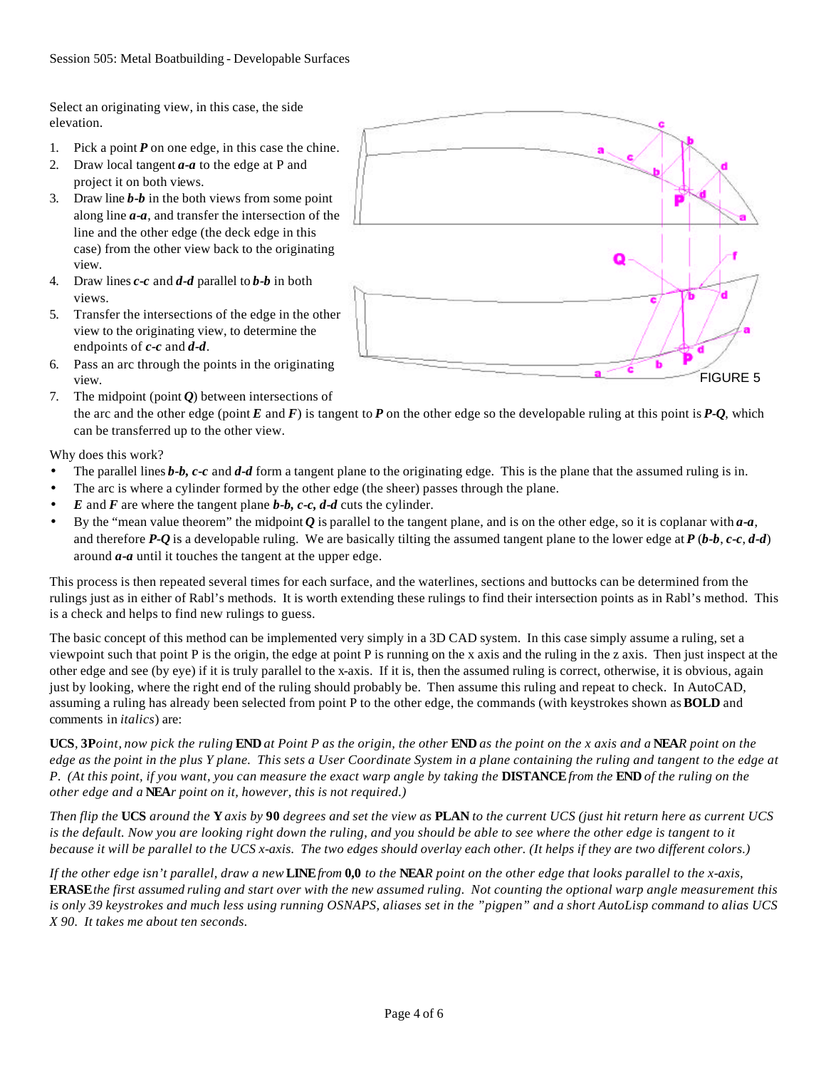Select an originating view, in this case, the side elevation.

1. Pick a point ***P*** on one edge, in this case the chine.
2. Draw local tangent ***a-a*** to the edge at P and project it on both views.
3. Draw line ***b-b*** in the both views from some point along line ***a-a***, and transfer the intersection of the line and the other edge (the deck edge in this case) from the other view back to the originating view.
4. Draw lines ***c-c*** and ***d-d*** parallel to ***b-b*** in both views.
5. Transfer the intersections of the edge in the other view to the originating view, to determine the endpoints of ***c-c*** and ***d-d***.
6. Pass an arc through the points in the originating view.
7. The midpoint (point ***Q***) between intersections of the arc and the other edge (point ***E*** and ***F***) is tangent to ***P*** on the other edge so the developable ruling at this point is ***P-Q***, which can be transferred up to the other view.

FIGURE 5

Why does this work?

- The parallel lines ***b-b***, ***c-c*** and ***d-d*** form a tangent plane to the originating edge. This is the plane that the assumed ruling is in.
- The arc is where a cylinder formed by the other edge (the sheer) passes through the plane.
- ***E*** and ***F*** are where the tangent plane ***b-b***, ***c-c***, ***d-d*** cuts the cylinder.
- By the "mean value theorem" the midpoint ***Q*** is parallel to the tangent plane, and is on the other edge, so it is coplanar with ***a-a***, and therefore ***P-Q*** is a developable ruling. We are basically tilting the assumed tangent plane to the lower edge at ***P*** (***b-b***, ***c-c***, ***d-d***) around ***a-a*** until it touches the tangent at the upper edge.

This process is then repeated several times for each surface, and the waterlines, sections and buttocks can be determined from the rulings just as in either of Rabl's methods. It is worth extending these rulings to find their intersection points as in Rabl's method. This is a check and helps to find new rulings to guess.

The basic concept of this method can be implemented very simply in a 3D CAD system. In this case simply assume a ruling, set a viewpoint such that point P is the origin, the edge at point P is running on the x axis and the ruling in the z axis. Then just inspect at the other edge and see (by eye) if it is truly parallel to the x-axis. If it is, then the assumed ruling is correct, otherwise, it is obvious, again just by looking, where the right end of the ruling should probably be. Then assume this ruling and repeat to check. In AutoCAD, assuming a ruling has already been selected from point P to the other edge, the commands (with keystrokes shown as **BOLD** and comments in *italics*) are:

**UCS**, **3P***oint, now pick the ruling* **END** *at Point P as the origin, the other* **END** *as the point on the x axis and a* **NEA***R point on the edge as the point in the plus Y plane. This sets a User Coordinate System in a plane containing the ruling and tangent to the edge at P. (At this point, if you want, you can measure the exact warp angle by taking the* **DISTANCE** *from the* **END** *of the ruling on the other edge and a* **NEA***r point on it, however, this is not required.)*

*Then flip the* **UCS** *around the* **Y** *axis by* **90** *degrees and set the view as* **PLAN** *to the current UCS (just hit return here as current UCS is the default. Now you are looking right down the ruling, and you should be able to see where the other edge is tangent to it because it will be parallel to the UCS x-axis. The two edges should overlay each other. (It helps if they are two different colors.)*

*If the other edge isn't parallel, draw a new* **LINE** *from* **0,0** *to the* **NEA***R point on the other edge that looks parallel to the x-axis,* **ERASE** *the first assumed ruling and start over with the new assumed ruling. Not counting the optional warp angle measurement this is only 39 keystrokes and much less using running OSNAPS, aliases set in the "pigpen" and a short AutoLisp command to alias UCS X 90. It takes me about ten seconds.*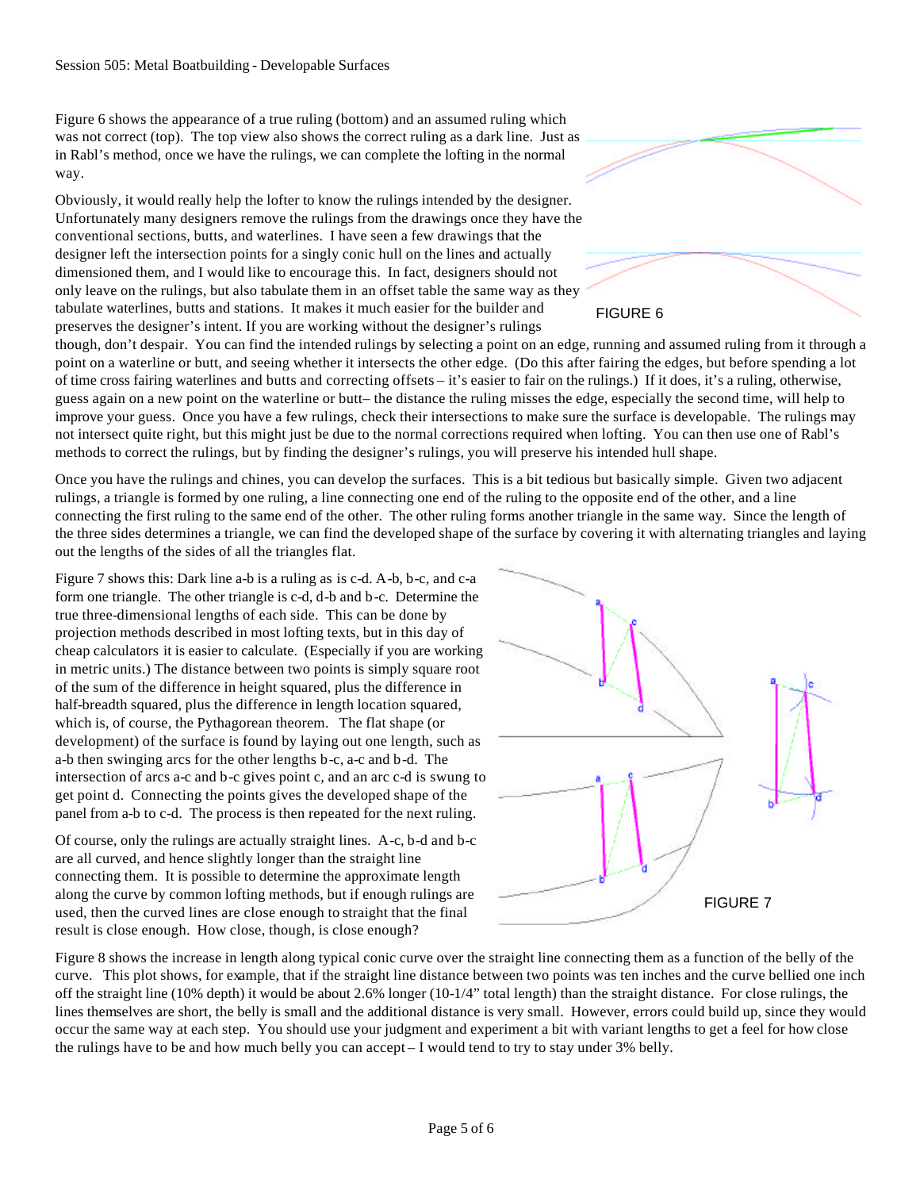Figure 6 shows the appearance of a true ruling (bottom) and an assumed ruling which was not correct (top). The top view also shows the correct ruling as a dark line. Just as in Rabl's method, once we have the rulings, we can complete the lofting in the normal way.

FIGURE 6

Obviously, it would really help the lofter to know the rulings intended by the designer. Unfortunately many designers remove the rulings from the drawings once they have the conventional sections, butts, and waterlines. I have seen a few drawings that the designer left the intersection points for a singly conic hull on the lines and actually dimensioned them, and I would like to encourage this. In fact, designers should not only leave on the rulings, but also tabulate them in an offset table the same way as they tabulate waterlines, butts and stations. It makes it much easier for the builder and preserves the designer's intent. If you are working without the designer's rulings though, don't despair. You can find the intended rulings by selecting a point on an edge, running and assumed ruling from it through a point on a waterline or butt, and seeing whether it intersects the other edge. (Do this after fairing the edges, but before spending a lot of time cross fairing waterlines and butts and correcting offsets – it's easier to fair on the rulings.) If it does, it's a ruling, otherwise, guess again on a new point on the waterline or butt– the distance the ruling misses the edge, especially the second time, will help to improve your guess. Once you have a few rulings, check their intersections to make sure the surface is developable. The rulings may not intersect quite right, but this might just be due to the normal corrections required when lofting. You can then use one of Rabl's methods to correct the rulings, but by finding the designer's rulings, you will preserve his intended hull shape.

Once you have the rulings and chines, you can develop the surfaces. This is a bit tedious but basically simple. Given two adjacent rulings, a triangle is formed by one ruling, a line connecting one end of the ruling to the opposite end of the other, and a line connecting the first ruling to the same end of the other. The other ruling forms another triangle in the same way. Since the length of the three sides determines a triangle, we can find the developed shape of the surface by covering it with alternating triangles and laying out the lengths of the sides of all the triangles flat.

Figure 7 shows this: Dark line a-b is a ruling as is c-d. A-b, b-c, and c-a form one triangle. The other triangle is c-d, d-b and b-c. Determine the true three-dimensional lengths of each side. This can be done by projection methods described in most lofting texts, but in this day of cheap calculators it is easier to calculate. (Especially if you are working in metric units.) The distance between two points is simply square root of the sum of the difference in height squared, plus the difference in half-breadth squared, plus the difference in length location squared, which is, of course, the Pythagorean theorem. The flat shape (or development) of the surface is found by laying out one length, such as a-b then swinging arcs for the other lengths b-c, a-c and b-d. The intersection of arcs a-c and b-c gives point c, and an arc c-d is swung to get point d. Connecting the points gives the developed shape of the panel from a-b to c-d. The process is then repeated for the next ruling.

Of course, only the rulings are actually straight lines. A-c, b-d and b-c are all curved, and hence slightly longer than the straight line connecting them. It is possible to determine the approximate length along the curve by common lofting methods, but if enough rulings are used, then the curved lines are close enough to straight that the final result is close enough. How close, though, is close enough?

FIGURE 7

Figure 8 shows the increase in length along typical conic curve over the straight line connecting them as a function of the belly of the curve. This plot shows, for example, that if the straight line distance between two points was ten inches and the curve bellied one inch off the straight line (10% depth) it would be about 2.6% longer (10-1/4" total length) than the straight distance. For close rulings, the lines themselves are short, the belly is small and the additional distance is very small. However, errors could build up, since they would occur the same way at each step. You should use your judgment and experiment a bit with variant lengths to get a feel for how close the rulings have to be and how much belly you can accept – I would tend to try to stay under 3% belly.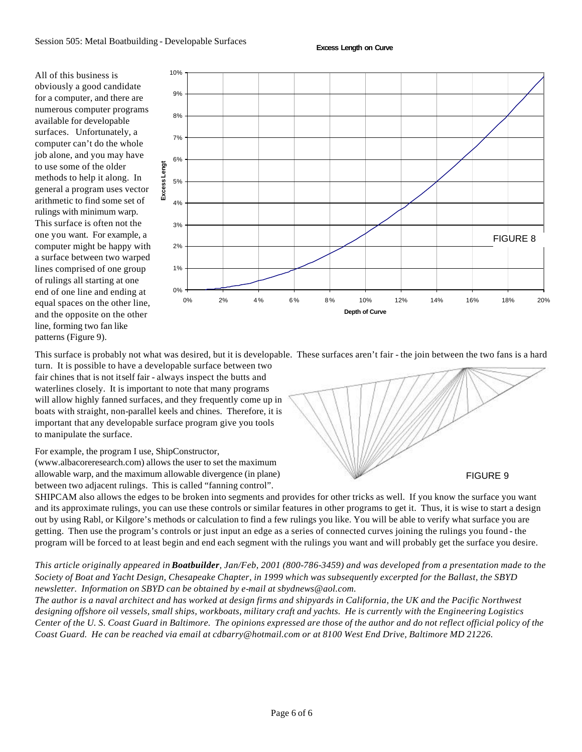Excess Length on Curve

10%
9%
8%
7%
6%
5%
4%
3%
2%
1%
0%

Excess Lengt

0% 2% 4% 6% 8% 10% 12% 14% 16% 18% 20%

Depth of Curve

FIGURE 8

All of this business is obviously a good candidate for a computer, and there are numerous computer programs available for developable surfaces. Unfortunately, a computer can't do the whole job alone, and you may have to use some of the older methods to help it along. In general a program uses vector arithmetic to find some set of rulings with minimum warp. This surface is often not the one you want. For example, a computer might be happy with a surface between two warped lines comprised of one group of rulings all starting at one end of one line and ending at equal spaces on the other line, and the opposite on the other line, forming two fan like patterns (Figure 9).

This surface is probably not what was desired, but it is developable. These surfaces aren't fair - the join between the two fans is a hard turn. It is possible to have a developable surface between two fair chines that is not itself fair - always inspect the butts and waterlines closely. It is important to note that many programs will allow highly fanned surfaces, and they frequently come up in boats with straight, non-parallel keels and chines. Therefore, it is important that any developable surface program give you tools to manipulate the surface.

FIGURE 9

For example, the program I use, ShipConstructor, (www.albacoreresearch.com) allows the user to set the maximum allowable warp, and the maximum allowable divergence (in plane) between two adjacent rulings. This is called "fanning control". SHIPCAM also allows the edges to be broken into segments and provides for other tricks as well. If you know the surface you want and its approximate rulings, you can use these controls or similar features in other programs to get it. Thus, it is wise to start a design out by using Rabl, or Kilgore's methods or calculation to find a few rulings you like. You will be able to verify what surface you are getting. Then use the program's controls or just input an edge as a series of connected curves joining the rulings you found - the program will be forced to at least begin and end each segment with the rulings you want and will probably get the surface you desire.

*This article originally appeared in **Boatbuilder**, Jan/Feb, 2001 (800-786-3459) and was developed from a presentation made to the Society of Boat and Yacht Design, Chesapeake Chapter, in 1999 which was subsequently excerpted for the Ballast, the SBYD newsletter. Information on SBYD can be obtained by e-mail at sbydnews@aol.com.*

*The author is a naval architect and has worked at design firms and shipyards in California, the UK and the Pacific Northwest designing offshore oil vessels, small ships, workboats, military craft and yachts. He is currently with the Engineering Logistics Center of the U. S. Coast Guard in Baltimore. The opinions expressed are those of the author and do not reflect official policy of the Coast Guard. He can be reached via email at cdbarry@hotmail.com or at 8100 West End Drive, Baltimore MD 21226.*